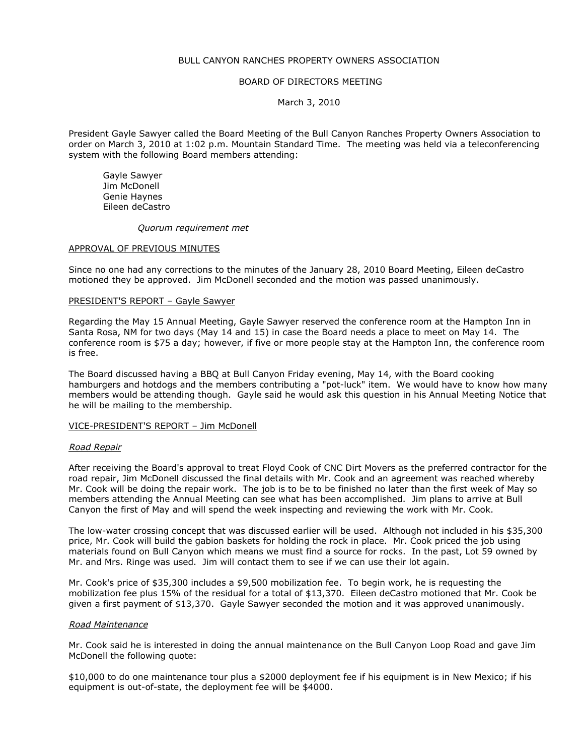BULL CANYON RANCHES PROPERTY OWNERS ASSOCIATION

BOARD OF DIRECTORS MEETING

March 3, 2010

President Gayle Sawyer called the Board Meeting of the Bull Canyon Ranches Property Owners Association to order on March 3, 2010 at 1:02 p.m. Mountain Standard Time. The meeting was held via a teleconferencing system with the following Board members attending:

Gayle Sawyer
Jim McDonell
Genie Haynes
Eileen deCastro

*Quorum requirement met*

<u>APPROVAL OF PREVIOUS MINUTES</u>

Since no one had any corrections to the minutes of the January 28, 2010 Board Meeting, Eileen deCastro motioned they be approved. Jim McDonell seconded and the motion was passed unanimously.

<u>PRESIDENT'S REPORT – Gayle Sawyer</u>

Regarding the May 15 Annual Meeting, Gayle Sawyer reserved the conference room at the Hampton Inn in Santa Rosa, NM for two days (May 14 and 15) in case the Board needs a place to meet on May 14. The conference room is $75 a day; however, if five or more people stay at the Hampton Inn, the conference room is free.

The Board discussed having a BBQ at Bull Canyon Friday evening, May 14, with the Board cooking hamburgers and hotdogs and the members contributing a "pot-luck" item. We would have to know how many members would be attending though. Gayle said he would ask this question in his Annual Meeting Notice that he will be mailing to the membership.

<u>VICE-PRESIDENT'S REPORT – Jim McDonell</u>

*Road Repair*

After receiving the Board's approval to treat Floyd Cook of CNC Dirt Movers as the preferred contractor for the road repair, Jim McDonell discussed the final details with Mr. Cook and an agreement was reached whereby Mr. Cook will be doing the repair work. The job is to be to be finished no later than the first week of May so members attending the Annual Meeting can see what has been accomplished. Jim plans to arrive at Bull Canyon the first of May and will spend the week inspecting and reviewing the work with Mr. Cook.

The low-water crossing concept that was discussed earlier will be used. Although not included in his $35,300 price, Mr. Cook will build the gabion baskets for holding the rock in place. Mr. Cook priced the job using materials found on Bull Canyon which means we must find a source for rocks. In the past, Lot 59 owned by Mr. and Mrs. Ringe was used. Jim will contact them to see if we can use their lot again.

Mr. Cook's price of $35,300 includes a $9,500 mobilization fee. To begin work, he is requesting the mobilization fee plus 15% of the residual for a total of $13,370. Eileen deCastro motioned that Mr. Cook be given a first payment of $13,370. Gayle Sawyer seconded the motion and it was approved unanimously.

*Road Maintenance*

Mr. Cook said he is interested in doing the annual maintenance on the Bull Canyon Loop Road and gave Jim McDonell the following quote:

$10,000 to do one maintenance tour plus a $2000 deployment fee if his equipment is in New Mexico; if his equipment is out-of-state, the deployment fee will be $4000.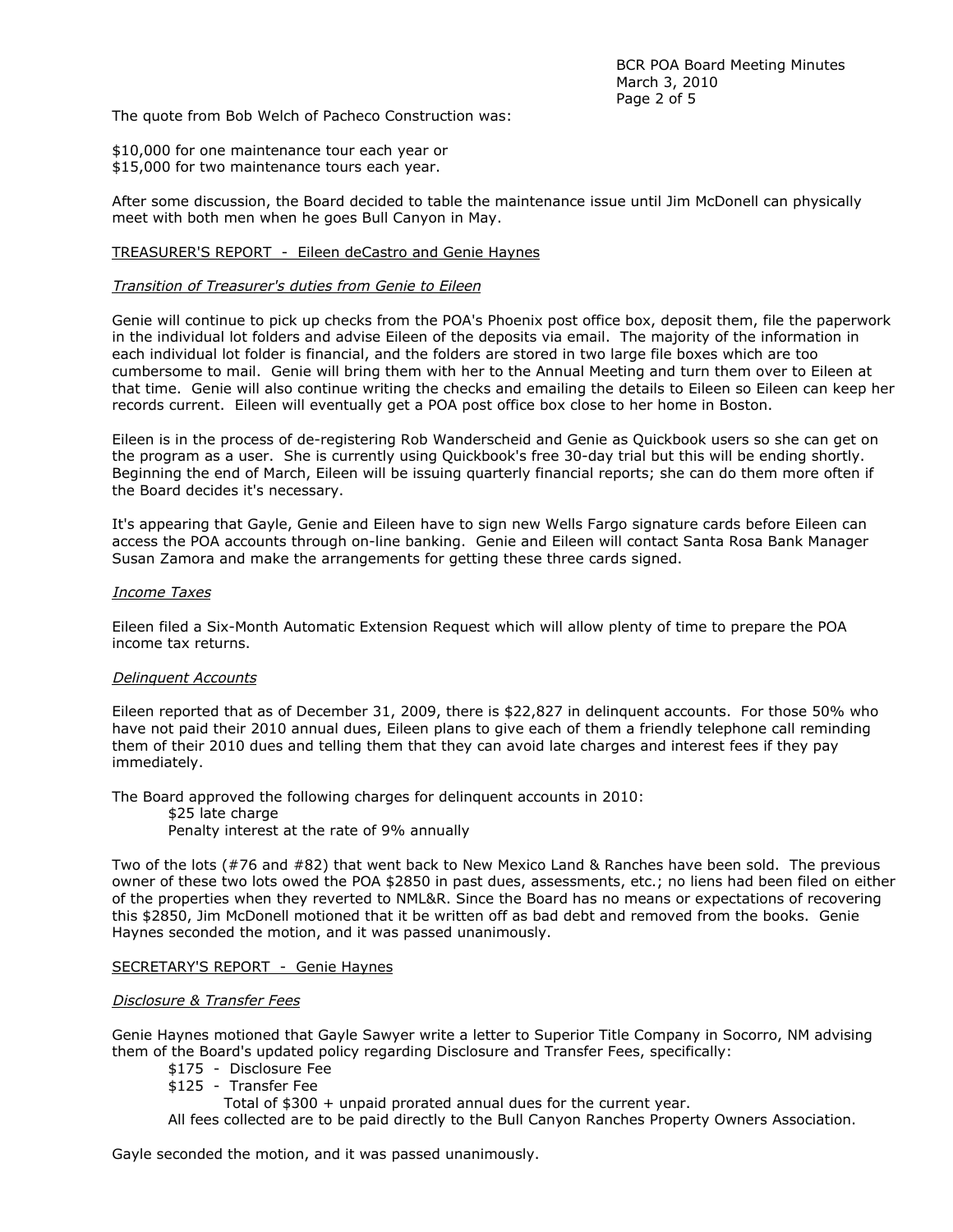The quote from Bob Welch of Pacheco Construction was:

$10,000 for one maintenance tour each year or
$15,000 for two maintenance tours each year.

After some discussion, the Board decided to table the maintenance issue until Jim McDonell can physically meet with both men when he goes Bull Canyon in May.

<u>TREASURER'S REPORT - Eileen deCastro and Genie Haynes</u>

*<u>Transition of Treasurer's duties from Genie to Eileen</u>*

Genie will continue to pick up checks from the POA's Phoenix post office box, deposit them, file the paperwork in the individual lot folders and advise Eileen of the deposits via email. The majority of the information in each individual lot folder is financial, and the folders are stored in two large file boxes which are too cumbersome to mail. Genie will bring them with her to the Annual Meeting and turn them over to Eileen at that time. Genie will also continue writing the checks and emailing the details to Eileen so Eileen can keep her records current. Eileen will eventually get a POA post office box close to her home in Boston.

Eileen is in the process of de-registering Rob Wanderscheid and Genie as Quickbook users so she can get on the program as a user. She is currently using Quickbook's free 30-day trial but this will be ending shortly. Beginning the end of March, Eileen will be issuing quarterly financial reports; she can do them more often if the Board decides it's necessary.

It's appearing that Gayle, Genie and Eileen have to sign new Wells Fargo signature cards before Eileen can access the POA accounts through on-line banking. Genie and Eileen will contact Santa Rosa Bank Manager Susan Zamora and make the arrangements for getting these three cards signed.

*<u>Income Taxes</u>*

Eileen filed a Six-Month Automatic Extension Request which will allow plenty of time to prepare the POA income tax returns.

*<u>Delinquent Accounts</u>*

Eileen reported that as of December 31, 2009, there is $22,827 in delinquent accounts. For those 50% who have not paid their 2010 annual dues, Eileen plans to give each of them a friendly telephone call reminding them of their 2010 dues and telling them that they can avoid late charges and interest fees if they pay immediately.

The Board approved the following charges for delinquent accounts in 2010:

- $25 late charge
- Penalty interest at the rate of 9% annually

Two of the lots (#76 and #82) that went back to New Mexico Land & Ranches have been sold. The previous owner of these two lots owed the POA $2850 in past dues, assessments, etc.; no liens had been filed on either of the properties when they reverted to NML&R. Since the Board has no means or expectations of recovering this $2850, Jim McDonell motioned that it be written off as bad debt and removed from the books. Genie Haynes seconded the motion, and it was passed unanimously.

<u>SECRETARY'S REPORT - Genie Haynes</u>

*<u>Disclosure & Transfer Fees</u>*

Genie Haynes motioned that Gayle Sawyer write a letter to Superior Title Company in Socorro, NM advising them of the Board's updated policy regarding Disclosure and Transfer Fees, specifically:

- $175 - Disclosure Fee
- $125 - Transfer Fee
  - Total of $300 + unpaid prorated annual dues for the current year.

All fees collected are to be paid directly to the Bull Canyon Ranches Property Owners Association.

Gayle seconded the motion, and it was passed unanimously.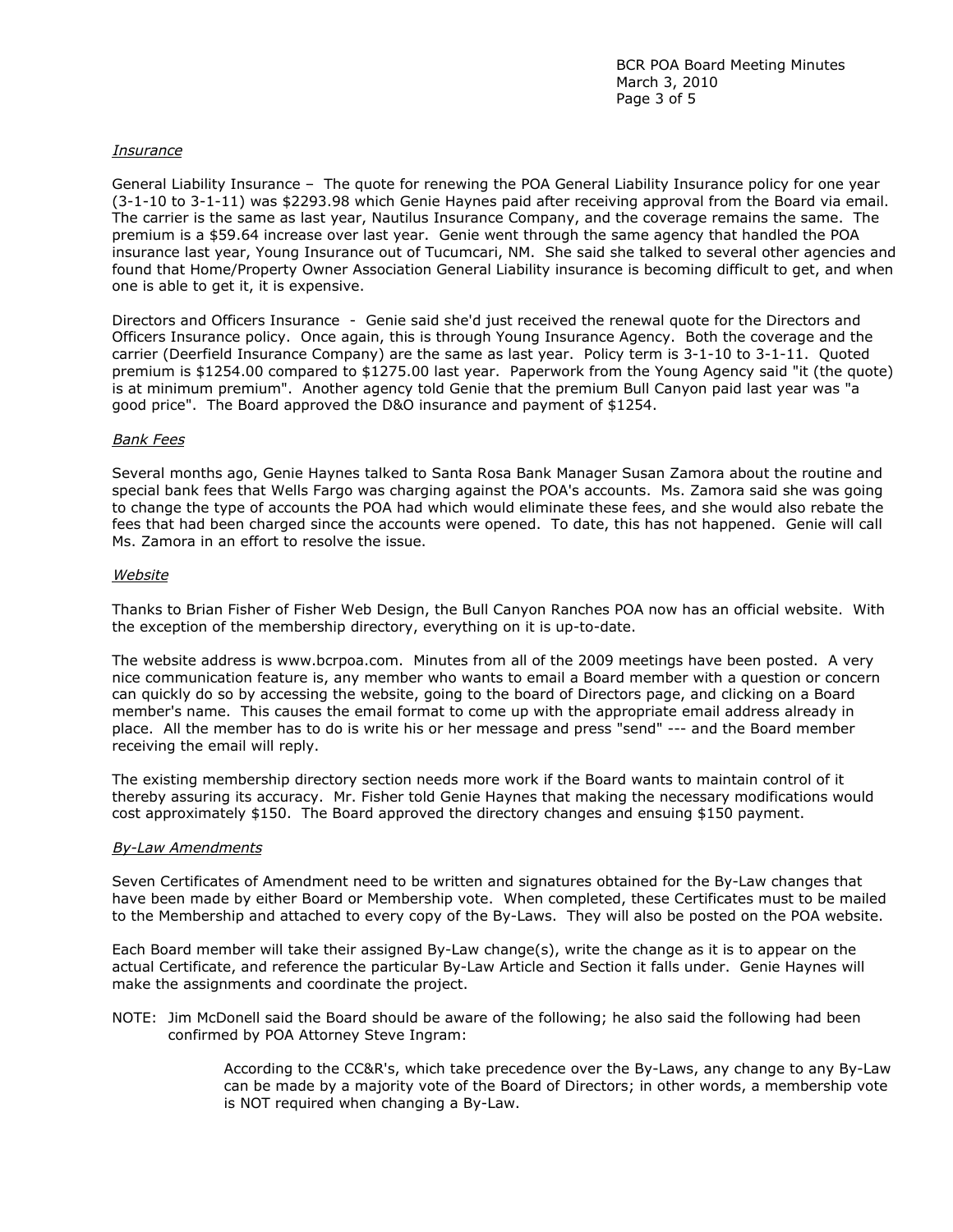*Insurance*

General Liability Insurance – The quote for renewing the POA General Liability Insurance policy for one year (3-1-10 to 3-1-11) was $2293.98 which Genie Haynes paid after receiving approval from the Board via email. The carrier is the same as last year, Nautilus Insurance Company, and the coverage remains the same. The premium is a $59.64 increase over last year. Genie went through the same agency that handled the POA insurance last year, Young Insurance out of Tucumcari, NM. She said she talked to several other agencies and found that Home/Property Owner Association General Liability insurance is becoming difficult to get, and when one is able to get it, it is expensive.

Directors and Officers Insurance - Genie said she'd just received the renewal quote for the Directors and Officers Insurance policy. Once again, this is through Young Insurance Agency. Both the coverage and the carrier (Deerfield Insurance Company) are the same as last year. Policy term is 3-1-10 to 3-1-11. Quoted premium is $1254.00 compared to $1275.00 last year. Paperwork from the Young Agency said "it (the quote) is at minimum premium". Another agency told Genie that the premium Bull Canyon paid last year was "a good price". The Board approved the D&O insurance and payment of $1254.

*Bank Fees*

Several months ago, Genie Haynes talked to Santa Rosa Bank Manager Susan Zamora about the routine and special bank fees that Wells Fargo was charging against the POA's accounts. Ms. Zamora said she was going to change the type of accounts the POA had which would eliminate these fees, and she would also rebate the fees that had been charged since the accounts were opened. To date, this has not happened. Genie will call Ms. Zamora in an effort to resolve the issue.

*Website*

Thanks to Brian Fisher of Fisher Web Design, the Bull Canyon Ranches POA now has an official website. With the exception of the membership directory, everything on it is up-to-date.

The website address is www.bcrpoa.com. Minutes from all of the 2009 meetings have been posted. A very nice communication feature is, any member who wants to email a Board member with a question or concern can quickly do so by accessing the website, going to the board of Directors page, and clicking on a Board member's name. This causes the email format to come up with the appropriate email address already in place. All the member has to do is write his or her message and press "send" --- and the Board member receiving the email will reply.

The existing membership directory section needs more work if the Board wants to maintain control of it thereby assuring its accuracy. Mr. Fisher told Genie Haynes that making the necessary modifications would cost approximately $150. The Board approved the directory changes and ensuing $150 payment.

*By-Law Amendments*

Seven Certificates of Amendment need to be written and signatures obtained for the By-Law changes that have been made by either Board or Membership vote. When completed, these Certificates must to be mailed to the Membership and attached to every copy of the By-Laws. They will also be posted on the POA website.

Each Board member will take their assigned By-Law change(s), write the change as it is to appear on the actual Certificate, and reference the particular By-Law Article and Section it falls under. Genie Haynes will make the assignments and coordinate the project.

NOTE: Jim McDonell said the Board should be aware of the following; he also said the following had been confirmed by POA Attorney Steve Ingram:

> According to the CC&R's, which take precedence over the By-Laws, any change to any By-Law can be made by a majority vote of the Board of Directors; in other words, a membership vote is NOT required when changing a By-Law.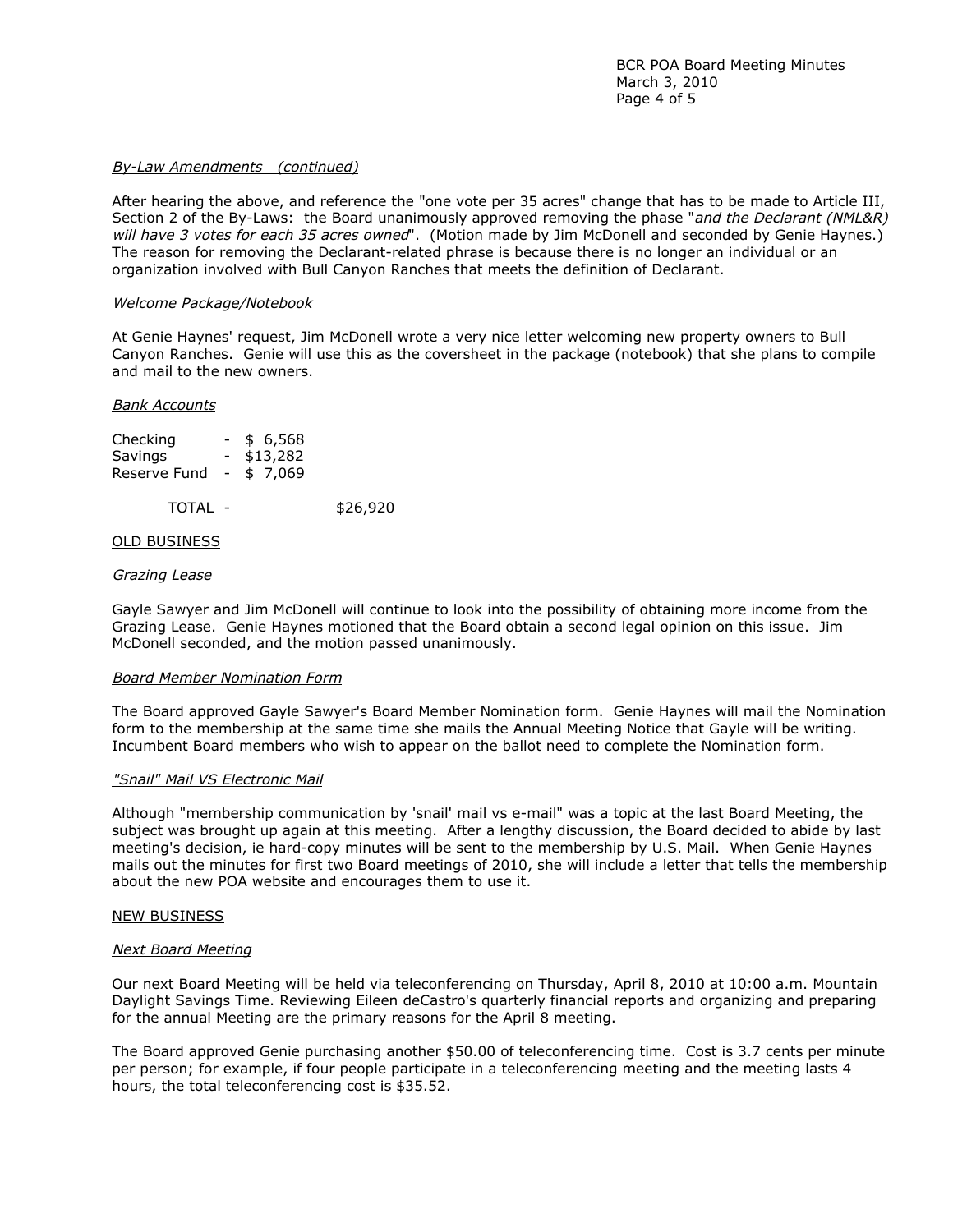*By-Law Amendments (continued)*

After hearing the above, and reference the "one vote per 35 acres" change that has to be made to Article III, Section 2 of the By-Laws: the Board unanimously approved removing the phase "*and the Declarant (NML&R) will have 3 votes for each 35 acres owned*". (Motion made by Jim McDonell and seconded by Genie Haynes.) The reason for removing the Declarant-related phrase is because there is no longer an individual or an organization involved with Bull Canyon Ranches that meets the definition of Declarant.

*Welcome Package/Notebook*

At Genie Haynes' request, Jim McDonell wrote a very nice letter welcoming new property owners to Bull Canyon Ranches. Genie will use this as the coversheet in the package (notebook) that she plans to compile and mail to the new owners.

*Bank Accounts*

| | | | |
|---|---|---|---|
| Checking | - | $ 6,568 | |
| Savings | - | $13,282 | |
| Reserve Fund | - | $ 7,069 | |
| TOTAL - | | | $26,920 |

OLD BUSINESS

*Grazing Lease*

Gayle Sawyer and Jim McDonell will continue to look into the possibility of obtaining more income from the Grazing Lease. Genie Haynes motioned that the Board obtain a second legal opinion on this issue. Jim McDonell seconded, and the motion passed unanimously.

*Board Member Nomination Form*

The Board approved Gayle Sawyer's Board Member Nomination form. Genie Haynes will mail the Nomination form to the membership at the same time she mails the Annual Meeting Notice that Gayle will be writing. Incumbent Board members who wish to appear on the ballot need to complete the Nomination form.

*"Snail" Mail VS Electronic Mail*

Although "membership communication by 'snail' mail vs e-mail" was a topic at the last Board Meeting, the subject was brought up again at this meeting. After a lengthy discussion, the Board decided to abide by last meeting's decision, ie hard-copy minutes will be sent to the membership by U.S. Mail. When Genie Haynes mails out the minutes for first two Board meetings of 2010, she will include a letter that tells the membership about the new POA website and encourages them to use it.

NEW BUSINESS

*Next Board Meeting*

Our next Board Meeting will be held via teleconferencing on Thursday, April 8, 2010 at 10:00 a.m. Mountain Daylight Savings Time. Reviewing Eileen deCastro's quarterly financial reports and organizing and preparing for the annual Meeting are the primary reasons for the April 8 meeting.

The Board approved Genie purchasing another $50.00 of teleconferencing time. Cost is 3.7 cents per minute per person; for example, if four people participate in a teleconferencing meeting and the meeting lasts 4 hours, the total teleconferencing cost is $35.52.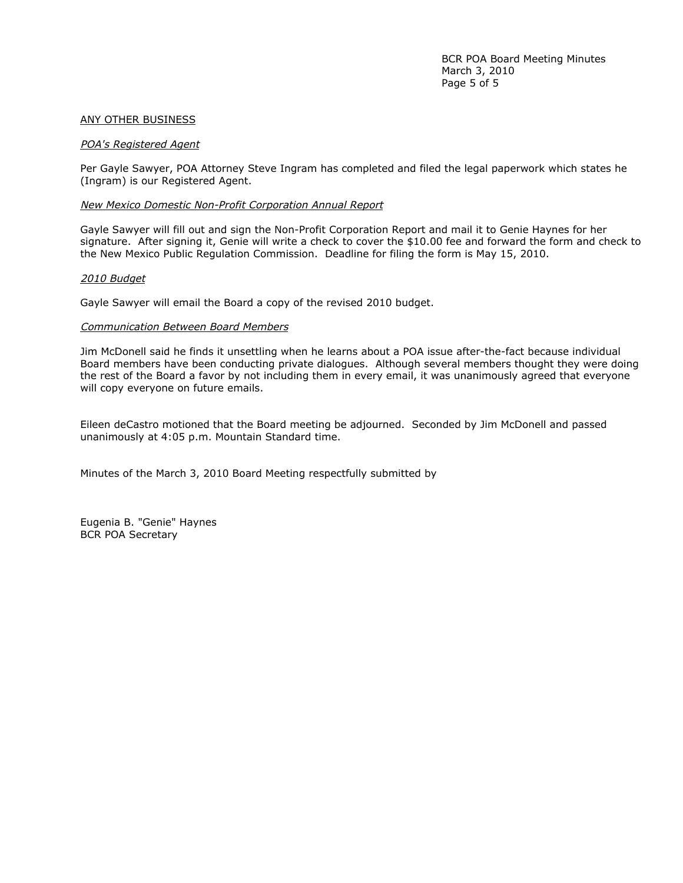## ANY OTHER BUSINESS

### *POA's Registered Agent*

Per Gayle Sawyer, POA Attorney Steve Ingram has completed and filed the legal paperwork which states he (Ingram) is our Registered Agent.

### *New Mexico Domestic Non-Profit Corporation Annual Report*

Gayle Sawyer will fill out and sign the Non-Profit Corporation Report and mail it to Genie Haynes for her signature. After signing it, Genie will write a check to cover the $10.00 fee and forward the form and check to the New Mexico Public Regulation Commission. Deadline for filing the form is May 15, 2010.

### *2010 Budget*

Gayle Sawyer will email the Board a copy of the revised 2010 budget.

### *Communication Between Board Members*

Jim McDonell said he finds it unsettling when he learns about a POA issue after-the-fact because individual Board members have been conducting private dialogues. Although several members thought they were doing the rest of the Board a favor by not including them in every email, it was unanimously agreed that everyone will copy everyone on future emails.

Eileen deCastro motioned that the Board meeting be adjourned. Seconded by Jim McDonell and passed unanimously at 4:05 p.m. Mountain Standard time.

Minutes of the March 3, 2010 Board Meeting respectfully submitted by

Eugenia B. "Genie" Haynes
BCR POA Secretary